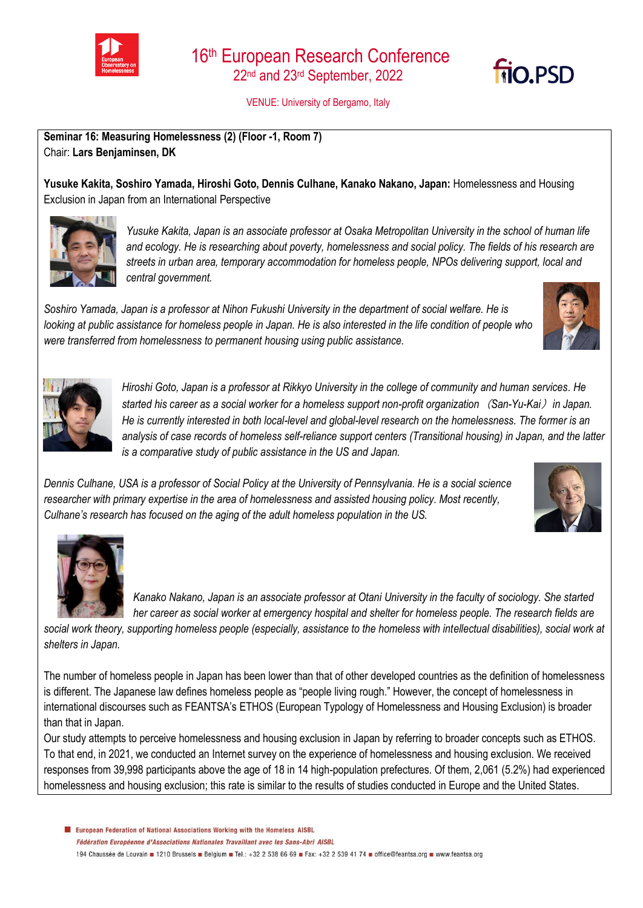# 16th European Research Conference

## 22nd and 23rd September, 2022

VENUE: University of Bergamo, Italy

**Seminar 16: Measuring Homelessness (2) (Floor -1, Room 7)**
Chair: **Lars Benjaminsen, DK**

**Yusuke Kakita, Soshiro Yamada, Hiroshi Goto, Dennis Culhane, Kanako Nakano, Japan:** Homelessness and Housing Exclusion in Japan from an International Perspective

*Yusuke Kakita, Japan is an associate professor at Osaka Metropolitan University in the school of human life and ecology. He is researching about poverty, homelessness and social policy. The fields of his research are streets in urban area, temporary accommodation for homeless people, NPOs delivering support, local and central government.*

*Soshiro Yamada, Japan is a professor at Nihon Fukushi University in the department of social welfare. He is looking at public assistance for homeless people in Japan. He is also interested in the life condition of people who were transferred from homelessness to permanent housing using public assistance.*

*Hiroshi Goto, Japan is a professor at Rikkyo University in the college of community and human services. He started his career as a social worker for a homeless support non-profit organization （San-Yu-Kai） in Japan. He is currently interested in both local-level and global-level research on the homelessness. The former is an analysis of case records of homeless self-reliance support centers (Transitional housing) in Japan, and the latter is a comparative study of public assistance in the US and Japan.*

*Dennis Culhane, USA is a professor of Social Policy at the University of Pennsylvania. He is a social science researcher with primary expertise in the area of homelessness and assisted housing policy. Most recently, Culhane's research has focused on the aging of the adult homeless population in the US.*

*Kanako Nakano, Japan is an associate professor at Otani University in the faculty of sociology. She started her career as social worker at emergency hospital and shelter for homeless people. The research fields are social work theory, supporting homeless people (especially, assistance to the homeless with intellectual disabilities), social work at shelters in Japan.*

The number of homeless people in Japan has been lower than that of other developed countries as the definition of homelessness is different. The Japanese law defines homeless people as "people living rough." However, the concept of homelessness in international discourses such as FEANTSA's ETHOS (European Typology of Homelessness and Housing Exclusion) is broader than that in Japan.
Our study attempts to perceive homelessness and housing exclusion in Japan by referring to broader concepts such as ETHOS. To that end, in 2021, we conducted an Internet survey on the experience of homelessness and housing exclusion. We received responses from 39,998 participants above the age of 18 in 14 high-population prefectures. Of them, 2,061 (5.2%) had experienced homelessness and housing exclusion; this rate is similar to the results of studies conducted in Europe and the United States.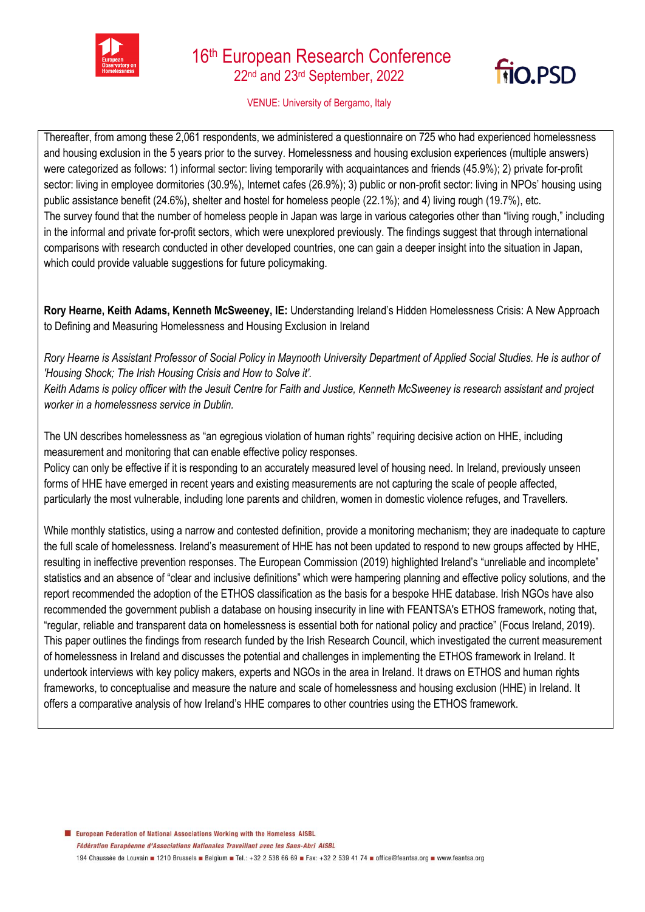Thereafter, from among these 2,061 respondents, we administered a questionnaire on 725 who had experienced homelessness and housing exclusion in the 5 years prior to the survey. Homelessness and housing exclusion experiences (multiple answers) were categorized as follows: 1) informal sector: living temporarily with acquaintances and friends (45.9%); 2) private for-profit sector: living in employee dormitories (30.9%), Internet cafes (26.9%); 3) public or non-profit sector: living in NPOs' housing using public assistance benefit (24.6%), shelter and hostel for homeless people (22.1%); and 4) living rough (19.7%), etc.
The survey found that the number of homeless people in Japan was large in various categories other than "living rough," including in the informal and private for-profit sectors, which were unexplored previously. The findings suggest that through international comparisons with research conducted in other developed countries, one can gain a deeper insight into the situation in Japan, which could provide valuable suggestions for future policymaking.

**Rory Hearne, Keith Adams, Kenneth McSweeney, IE:** Understanding Ireland's Hidden Homelessness Crisis: A New Approach to Defining and Measuring Homelessness and Housing Exclusion in Ireland

*Rory Hearne is Assistant Professor of Social Policy in Maynooth University Department of Applied Social Studies. He is author of 'Housing Shock; The Irish Housing Crisis and How to Solve it'.*
*Keith Adams is policy officer with the Jesuit Centre for Faith and Justice, Kenneth McSweeney is research assistant and project worker in a homelessness service in Dublin.*

The UN describes homelessness as "an egregious violation of human rights" requiring decisive action on HHE, including measurement and monitoring that can enable effective policy responses.
Policy can only be effective if it is responding to an accurately measured level of housing need. In Ireland, previously unseen forms of HHE have emerged in recent years and existing measurements are not capturing the scale of people affected, particularly the most vulnerable, including lone parents and children, women in domestic violence refuges, and Travellers.

While monthly statistics, using a narrow and contested definition, provide a monitoring mechanism; they are inadequate to capture the full scale of homelessness. Ireland's measurement of HHE has not been updated to respond to new groups affected by HHE, resulting in ineffective prevention responses. The European Commission (2019) highlighted Ireland's "unreliable and incomplete" statistics and an absence of "clear and inclusive definitions" which were hampering planning and effective policy solutions, and the report recommended the adoption of the ETHOS classification as the basis for a bespoke HHE database. Irish NGOs have also recommended the government publish a database on housing insecurity in line with FEANTSA's ETHOS framework, noting that, "regular, reliable and transparent data on homelessness is essential both for national policy and practice" (Focus Ireland, 2019). This paper outlines the findings from research funded by the Irish Research Council, which investigated the current measurement of homelessness in Ireland and discusses the potential and challenges in implementing the ETHOS framework in Ireland. It undertook interviews with key policy makers, experts and NGOs in the area in Ireland. It draws on ETHOS and human rights frameworks, to conceptualise and measure the nature and scale of homelessness and housing exclusion (HHE) in Ireland. It offers a comparative analysis of how Ireland's HHE compares to other countries using the ETHOS framework.